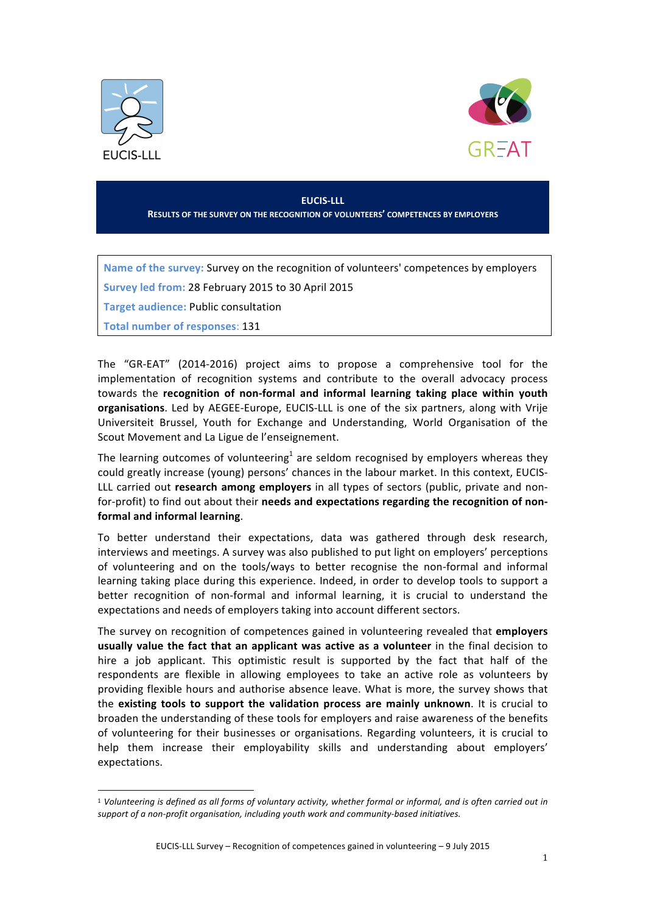EUCIS-LLL

GREAT

# EUCIS-LLL

## RESULTS OF THE SURVEY ON THE RECOGNITION OF VOLUNTEERS' COMPETENCES BY EMPLOYERS

**Name of the survey:** Survey on the recognition of volunteers' competences by employers

**Survey led from:** 28 February 2015 to 30 April 2015

**Target audience:** Public consultation

**Total number of responses**: 131

The "GR-EAT" (2014-2016) project aims to propose a comprehensive tool for the implementation of recognition systems and contribute to the overall advocacy process towards the **recognition of non-formal and informal learning taking place within youth organisations**. Led by AEGEE-Europe, EUCIS-LLL is one of the six partners, along with Vrije Universiteit Brussel, Youth for Exchange and Understanding, World Organisation of the Scout Movement and La Ligue de l'enseignement.

The learning outcomes of volunteering[1] are seldom recognised by employers whereas they could greatly increase (young) persons' chances in the labour market. In this context, EUCIS-LLL carried out **research among employers** in all types of sectors (public, private and non-for-profit) to find out about their **needs and expectations regarding the recognition of non-formal and informal learning**.

To better understand their expectations, data was gathered through desk research, interviews and meetings. A survey was also published to put light on employers' perceptions of volunteering and on the tools/ways to better recognise the non-formal and informal learning taking place during this experience. Indeed, in order to develop tools to support a better recognition of non-formal and informal learning, it is crucial to understand the expectations and needs of employers taking into account different sectors.

The survey on recognition of competences gained in volunteering revealed that **employers usually value the fact that an applicant was active as a volunteer** in the final decision to hire a job applicant. This optimistic result is supported by the fact that half of the respondents are flexible in allowing employees to take an active role as volunteers by providing flexible hours and authorise absence leave. What is more, the survey shows that the **existing tools to support the validation process are mainly unknown**. It is crucial to broaden the understanding of these tools for employers and raise awareness of the benefits of volunteering for their businesses or organisations. Regarding volunteers, it is crucial to help them increase their employability skills and understanding about employers' expectations.

[1] *Volunteering is defined as all forms of voluntary activity, whether formal or informal, and is often carried out in support of a non-profit organisation, including youth work and community-based initiatives.*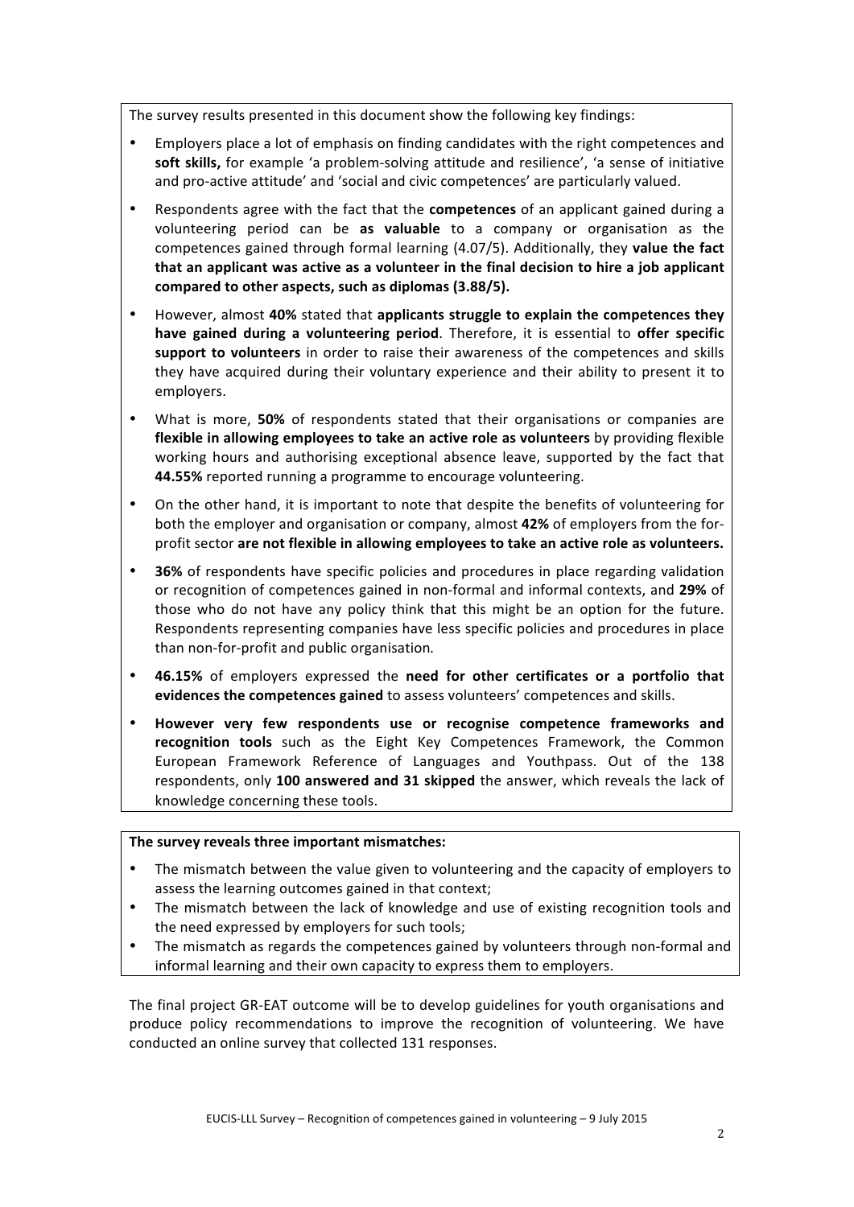The survey results presented in this document show the following key findings:

- Employers place a lot of emphasis on finding candidates with the right competences and **soft skills,** for example 'a problem-solving attitude and resilience', 'a sense of initiative and pro-active attitude' and 'social and civic competences' are particularly valued.
- Respondents agree with the fact that the **competences** of an applicant gained during a volunteering period can be **as valuable** to a company or organisation as the competences gained through formal learning (4.07/5). Additionally, they **value the fact that an applicant was active as a volunteer in the final decision to hire a job applicant compared to other aspects, such as diplomas (3.88/5).**
- However, almost **40%** stated that **applicants struggle to explain the competences they have gained during a volunteering period**. Therefore, it is essential to **offer specific support to volunteers** in order to raise their awareness of the competences and skills they have acquired during their voluntary experience and their ability to present it to employers.
- What is more, **50%** of respondents stated that their organisations or companies are **flexible in allowing employees to take an active role as volunteers** by providing flexible working hours and authorising exceptional absence leave, supported by the fact that **44.55%** reported running a programme to encourage volunteering.
- On the other hand, it is important to note that despite the benefits of volunteering for both the employer and organisation or company, almost **42%** of employers from the for-profit sector **are not flexible in allowing employees to take an active role as volunteers.**
- **36%** of respondents have specific policies and procedures in place regarding validation or recognition of competences gained in non-formal and informal contexts, and **29%** of those who do not have any policy think that this might be an option for the future. Respondents representing companies have less specific policies and procedures in place than non-for-profit and public organisation.
- **46.15%** of employers expressed the **need for other certificates or a portfolio that evidences the competences gained** to assess volunteers' competences and skills.
- **However very few respondents use or recognise competence frameworks and recognition tools** such as the Eight Key Competences Framework, the Common European Framework Reference of Languages and Youthpass. Out of the 138 respondents, only **100 answered and 31 skipped** the answer, which reveals the lack of knowledge concerning these tools.

**The survey reveals three important mismatches:**

- The mismatch between the value given to volunteering and the capacity of employers to assess the learning outcomes gained in that context;
- The mismatch between the lack of knowledge and use of existing recognition tools and the need expressed by employers for such tools;
- The mismatch as regards the competences gained by volunteers through non-formal and informal learning and their own capacity to express them to employers.

The final project GR-EAT outcome will be to develop guidelines for youth organisations and produce policy recommendations to improve the recognition of volunteering. We have conducted an online survey that collected 131 responses.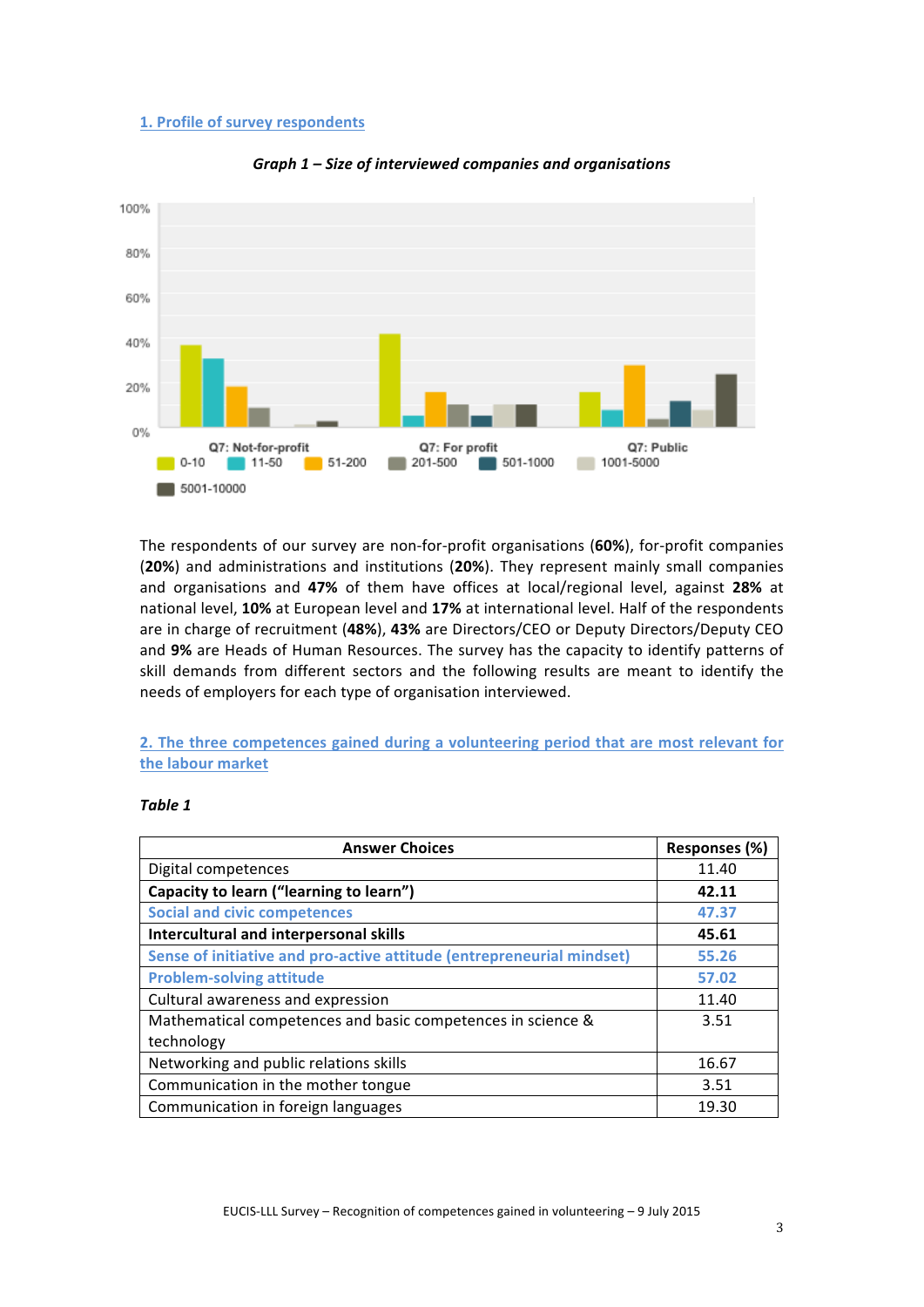## 1. Profile of survey respondents

***Graph 1 – Size of interviewed companies and organisations***

The respondents of our survey are non-for-profit organisations (**60%**), for-profit companies (**20%**) and administrations and institutions (**20%**). They represent mainly small companies and organisations and **47%** of them have offices at local/regional level, against **28%** at national level, **10%** at European level and **17%** at international level. Half of the respondents are in charge of recruitment (**48%**), **43%** are Directors/CEO or Deputy Directors/Deputy CEO and **9%** are Heads of Human Resources. The survey has the capacity to identify patterns of skill demands from different sectors and the following results are meant to identify the needs of employers for each type of organisation interviewed.

## 2. The three competences gained during a volunteering period that are most relevant for the labour market

***Table 1***

| Answer Choices | Responses (%) |
|---|---|
| Digital competences | 11.40 |
| **Capacity to learn ("learning to learn")** | **42.11** |
| **Social and civic competences** | **47.37** |
| **Intercultural and interpersonal skills** | **45.61** |
| **Sense of initiative and pro-active attitude (entrepreneurial mindset)** | **55.26** |
| **Problem-solving attitude** | **57.02** |
| Cultural awareness and expression | 11.40 |
| Mathematical competences and basic competences in science & technology | 3.51 |
| Networking and public relations skills | 16.67 |
| Communication in the mother tongue | 3.51 |
| Communication in foreign languages | 19.30 |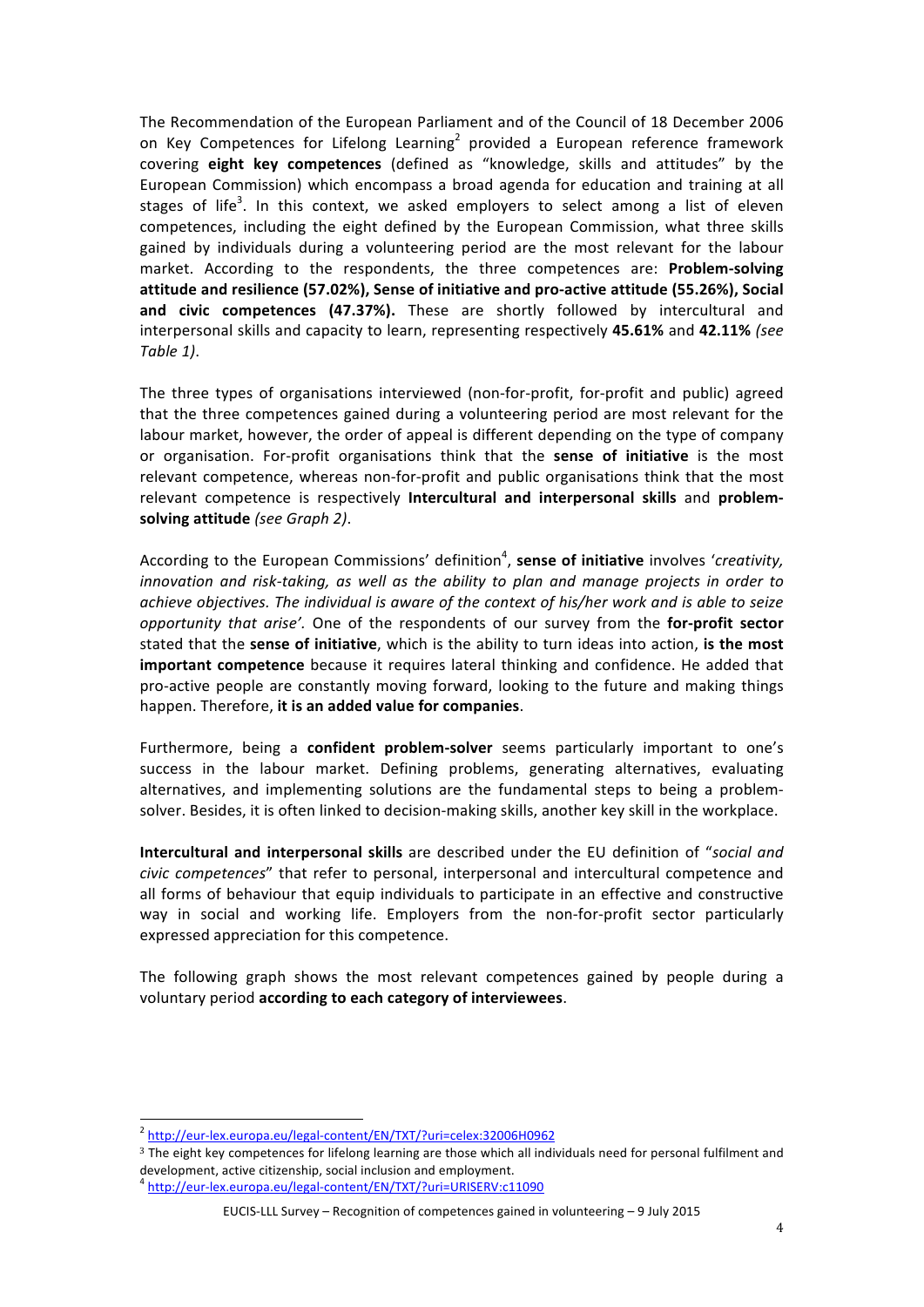The Recommendation of the European Parliament and of the Council of 18 December 2006 on Key Competences for Lifelong Learning[2] provided a European reference framework covering **eight key competences** (defined as "knowledge, skills and attitudes" by the European Commission) which encompass a broad agenda for education and training at all stages of life[3]. In this context, we asked employers to select among a list of eleven competences, including the eight defined by the European Commission, what three skills gained by individuals during a volunteering period are the most relevant for the labour market. According to the respondents, the three competences are: **Problem-solving attitude and resilience (57.02%), Sense of initiative and pro-active attitude (55.26%), Social and civic competences (47.37%).** These are shortly followed by intercultural and interpersonal skills and capacity to learn, representing respectively **45.61%** and **42.11%** *(see Table 1)*.

The three types of organisations interviewed (non-for-profit, for-profit and public) agreed that the three competences gained during a volunteering period are most relevant for the labour market, however, the order of appeal is different depending on the type of company or organisation. For-profit organisations think that the **sense of initiative** is the most relevant competence, whereas non-for-profit and public organisations think that the most relevant competence is respectively **Intercultural and interpersonal skills** and **problem-solving attitude** *(see Graph 2)*.

According to the European Commissions' definition[4], **sense of initiative** involves '*creativity, innovation and risk-taking, as well as the ability to plan and manage projects in order to achieve objectives. The individual is aware of the context of his/her work and is able to seize opportunity that arise'*. One of the respondents of our survey from the **for-profit sector** stated that the **sense of initiative**, which is the ability to turn ideas into action, **is the most important competence** because it requires lateral thinking and confidence. He added that pro-active people are constantly moving forward, looking to the future and making things happen. Therefore, **it is an added value for companies**.

Furthermore, being a **confident problem-solver** seems particularly important to one's success in the labour market. Defining problems, generating alternatives, evaluating alternatives, and implementing solutions are the fundamental steps to being a problem-solver. Besides, it is often linked to decision-making skills, another key skill in the workplace.

**Intercultural and interpersonal skills** are described under the EU definition of "*social and civic competences*" that refer to personal, interpersonal and intercultural competence and all forms of behaviour that equip individuals to participate in an effective and constructive way in social and working life. Employers from the non-for-profit sector particularly expressed appreciation for this competence.

The following graph shows the most relevant competences gained by people during a voluntary period **according to each category of interviewees**.

---

[2] http://eur-lex.europa.eu/legal-content/EN/TXT/?uri=celex:32006H0962

[3] The eight key competences for lifelong learning are those which all individuals need for personal fulfilment and development, active citizenship, social inclusion and employment.

[4] http://eur-lex.europa.eu/legal-content/EN/TXT/?uri=URISERV:c11090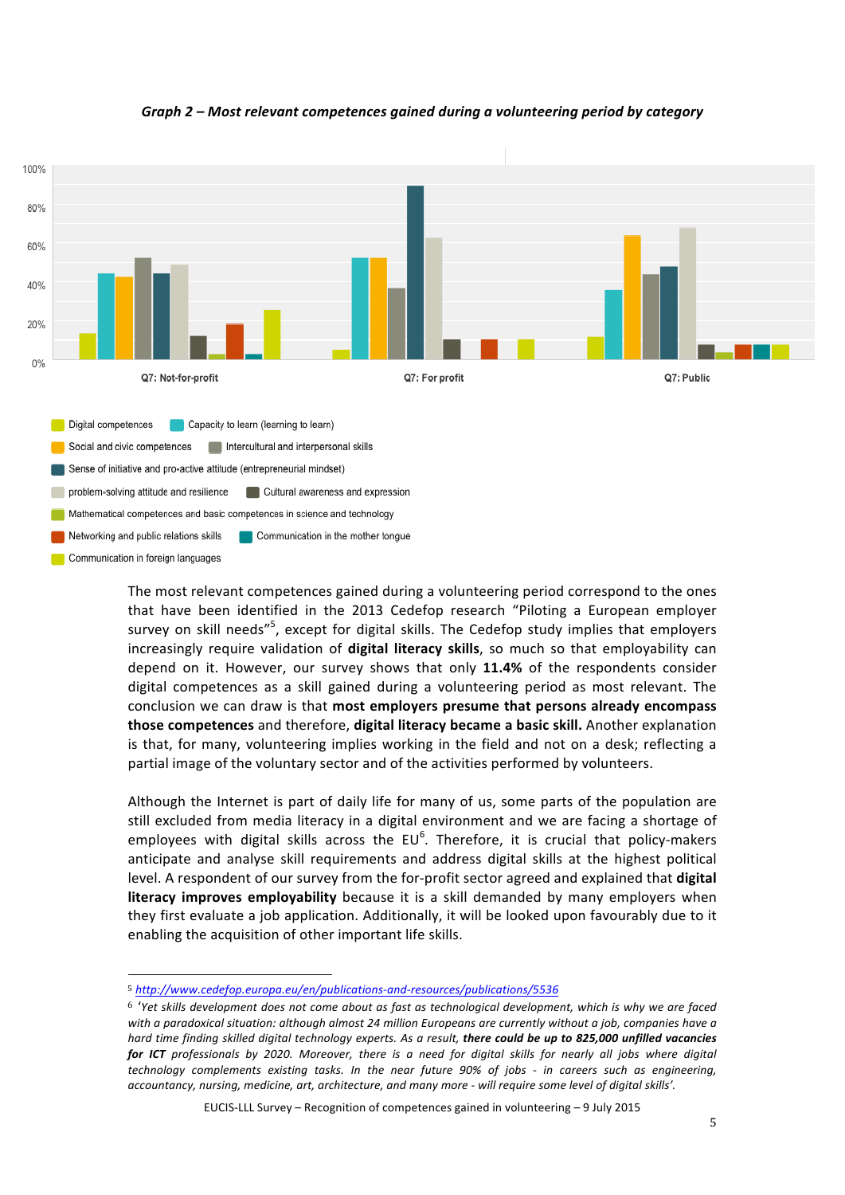*Graph 2 – Most relevant competences gained during a volunteering period by category*

The most relevant competences gained during a volunteering period correspond to the ones that have been identified in the 2013 Cedefop research "Piloting a European employer survey on skill needs"[5], except for digital skills. The Cedefop study implies that employers increasingly require validation of **digital literacy skills**, so much so that employability can depend on it. However, our survey shows that only **11.4%** of the respondents consider digital competences as a skill gained during a volunteering period as most relevant. The conclusion we can draw is that **most employers presume that persons already encompass those competences** and therefore, **digital literacy became a basic skill.** Another explanation is that, for many, volunteering implies working in the field and not on a desk; reflecting a partial image of the voluntary sector and of the activities performed by volunteers.

Although the Internet is part of daily life for many of us, some parts of the population are still excluded from media literacy in a digital environment and we are facing a shortage of employees with digital skills across the EU[6]. Therefore, it is crucial that policy-makers anticipate and analyse skill requirements and address digital skills at the highest political level. A respondent of our survey from the for-profit sector agreed and explained that **digital literacy improves employability** because it is a skill demanded by many employers when they first evaluate a job application. Additionally, it will be looked upon favourably due to it enabling the acquisition of other important life skills.

---

[5] *http://www.cedefop.europa.eu/en/publications-and-resources/publications/5536*

[6] *'Yet skills development does not come about as fast as technological development, which is why we are faced with a paradoxical situation: although almost 24 million Europeans are currently without a job, companies have a hard time finding skilled digital technology experts. As a result,* ***there could be up to 825,000 unfilled vacancies for ICT*** *professionals by 2020. Moreover, there is a need for digital skills for nearly all jobs where digital technology complements existing tasks. In the near future 90% of jobs - in careers such as engineering, accountancy, nursing, medicine, art, architecture, and many more - will require some level of digital skills'.*

EUCIS-LLL Survey – Recognition of competences gained in volunteering – 9 July 2015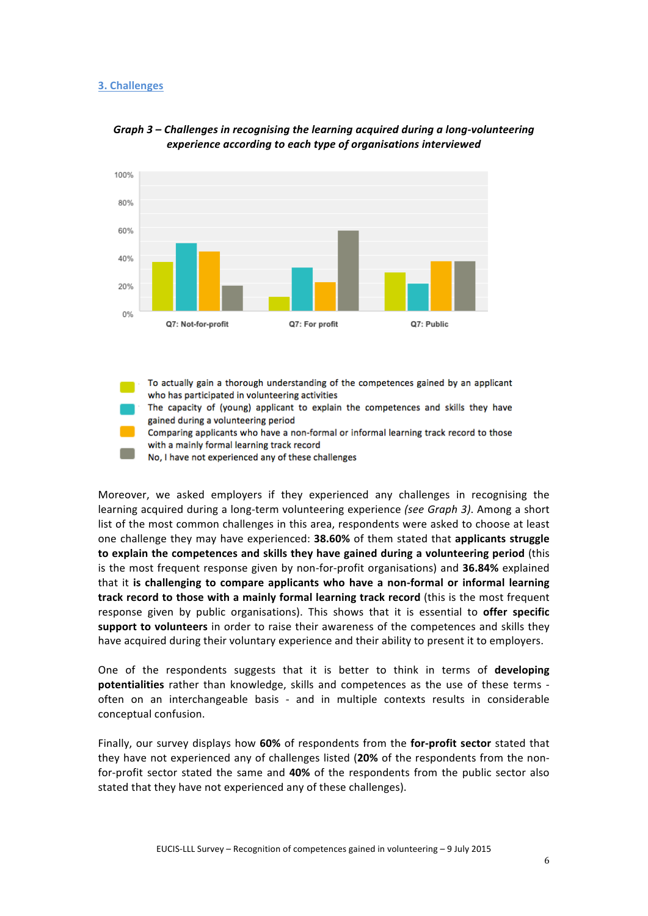## 3. Challenges

*Graph 3 – Challenges in recognising the learning acquired during a long-volunteering experience according to each type of organisations interviewed*

100%
80%
60%
40%
20%
0%

Q7: Not-for-profit Q7: For profit Q7: Public

- To actually gain a thorough understanding of the competences gained by an applicant who has participated in volunteering activities
- The capacity of (young) applicant to explain the competences and skills they have gained during a volunteering period
- Comparing applicants who have a non-formal or informal learning track record to those with a mainly formal learning track record
- No, I have not experienced any of these challenges

Moreover, we asked employers if they experienced any challenges in recognising the learning acquired during a long-term volunteering experience *(see Graph 3)*. Among a short list of the most common challenges in this area, respondents were asked to choose at least one challenge they may have experienced: **38.60%** of them stated that **applicants struggle to explain the competences and skills they have gained during a volunteering period** (this is the most frequent response given by non-for-profit organisations) and **36.84%** explained that it **is challenging to compare applicants who have a non-formal or informal learning track record to those with a mainly formal learning track record** (this is the most frequent response given by public organisations). This shows that it is essential to **offer specific support to volunteers** in order to raise their awareness of the competences and skills they have acquired during their voluntary experience and their ability to present it to employers.

One of the respondents suggests that it is better to think in terms of **developing potentialities** rather than knowledge, skills and competences as the use of these terms - often on an interchangeable basis - and in multiple contexts results in considerable conceptual confusion.

Finally, our survey displays how **60%** of respondents from the **for-profit sector** stated that they have not experienced any of challenges listed (**20%** of the respondents from the non-for-profit sector stated the same and **40%** of the respondents from the public sector also stated that they have not experienced any of these challenges).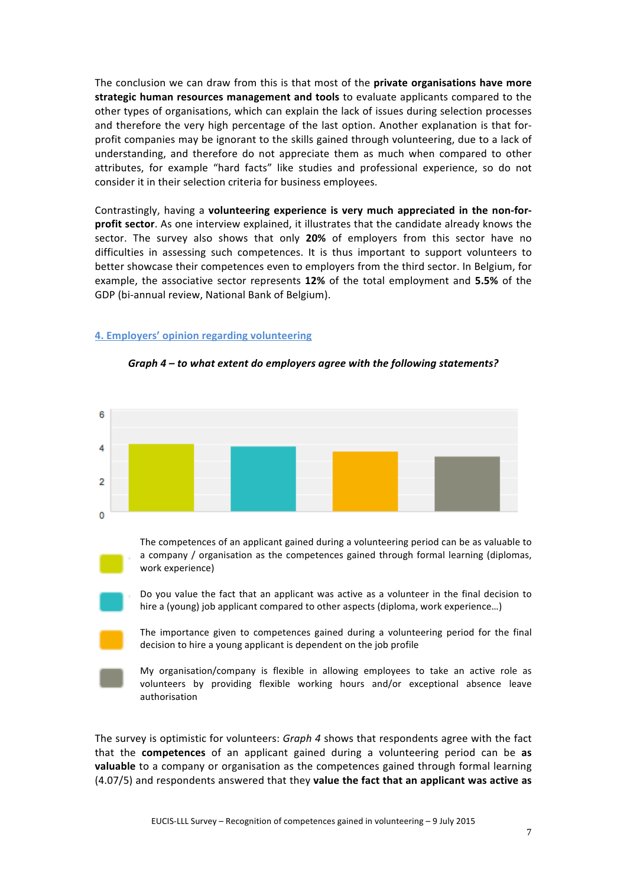The conclusion we can draw from this is that most of the **private organisations have more strategic human resources management and tools** to evaluate applicants compared to the other types of organisations, which can explain the lack of issues during selection processes and therefore the very high percentage of the last option. Another explanation is that for-profit companies may be ignorant to the skills gained through volunteering, due to a lack of understanding, and therefore do not appreciate them as much when compared to other attributes, for example "hard facts" like studies and professional experience, so do not consider it in their selection criteria for business employees.

Contrastingly, having a **volunteering experience is very much appreciated in the non-for-profit sector**. As one interview explained, it illustrates that the candidate already knows the sector. The survey also shows that only **20%** of employers from this sector have no difficulties in assessing such competences. It is thus important to support volunteers to better showcase their competences even to employers from the third sector. In Belgium, for example, the associative sector represents **12%** of the total employment and **5.5%** of the GDP (bi-annual review, National Bank of Belgium).

## 4. Employers' opinion regarding volunteering

***Graph 4 – to what extent do employers agree with the following statements?***

- The competences of an applicant gained during a volunteering period can be as valuable to a company / organisation as the competences gained through formal learning (diplomas, work experience)
- Do you value the fact that an applicant was active as a volunteer in the final decision to hire a (young) job applicant compared to other aspects (diploma, work experience…)
- The importance given to competences gained during a volunteering period for the final decision to hire a young applicant is dependent on the job profile
- My organisation/company is flexible in allowing employees to take an active role as volunteers by providing flexible working hours and/or exceptional absence leave authorisation

The survey is optimistic for volunteers: *Graph 4* shows that respondents agree with the fact that the **competences** of an applicant gained during a volunteering period can be **as valuable** to a company or organisation as the competences gained through formal learning (4.07/5) and respondents answered that they **value the fact that an applicant was active as**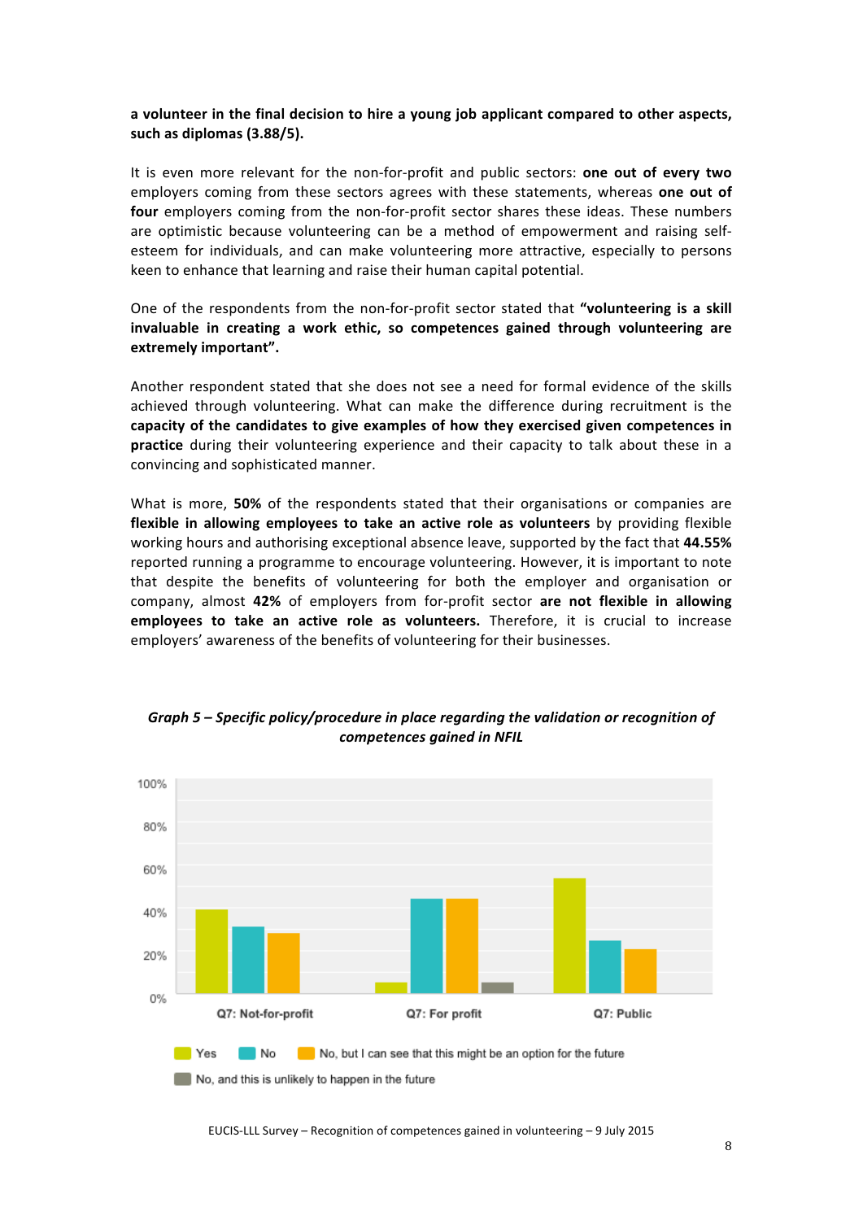**a volunteer in the final decision to hire a young job applicant compared to other aspects, such as diplomas (3.88/5).**

It is even more relevant for the non-for-profit and public sectors: **one out of every two** employers coming from these sectors agrees with these statements, whereas **one out of four** employers coming from the non-for-profit sector shares these ideas. These numbers are optimistic because volunteering can be a method of empowerment and raising self-esteem for individuals, and can make volunteering more attractive, especially to persons keen to enhance that learning and raise their human capital potential.

One of the respondents from the non-for-profit sector stated that **"volunteering is a skill invaluable in creating a work ethic, so competences gained through volunteering are extremely important".**

Another respondent stated that she does not see a need for formal evidence of the skills achieved through volunteering. What can make the difference during recruitment is the **capacity of the candidates to give examples of how they exercised given competences in practice** during their volunteering experience and their capacity to talk about these in a convincing and sophisticated manner.

What is more, **50%** of the respondents stated that their organisations or companies are **flexible in allowing employees to take an active role as volunteers** by providing flexible working hours and authorising exceptional absence leave, supported by the fact that **44.55%** reported running a programme to encourage volunteering. However, it is important to note that despite the benefits of volunteering for both the employer and organisation or company, almost **42%** of employers from for-profit sector **are not flexible in allowing employees to take an active role as volunteers.** Therefore, it is crucial to increase employers' awareness of the benefits of volunteering for their businesses.

***Graph 5 – Specific policy/procedure in place regarding the validation or recognition of competences gained in NFIL***

Legend: Yes; No; No, but I can see that this might be an option for the future; No, and this is unlikely to happen in the future

Categories: Q7: Not-for-profit; Q7: For profit; Q7: Public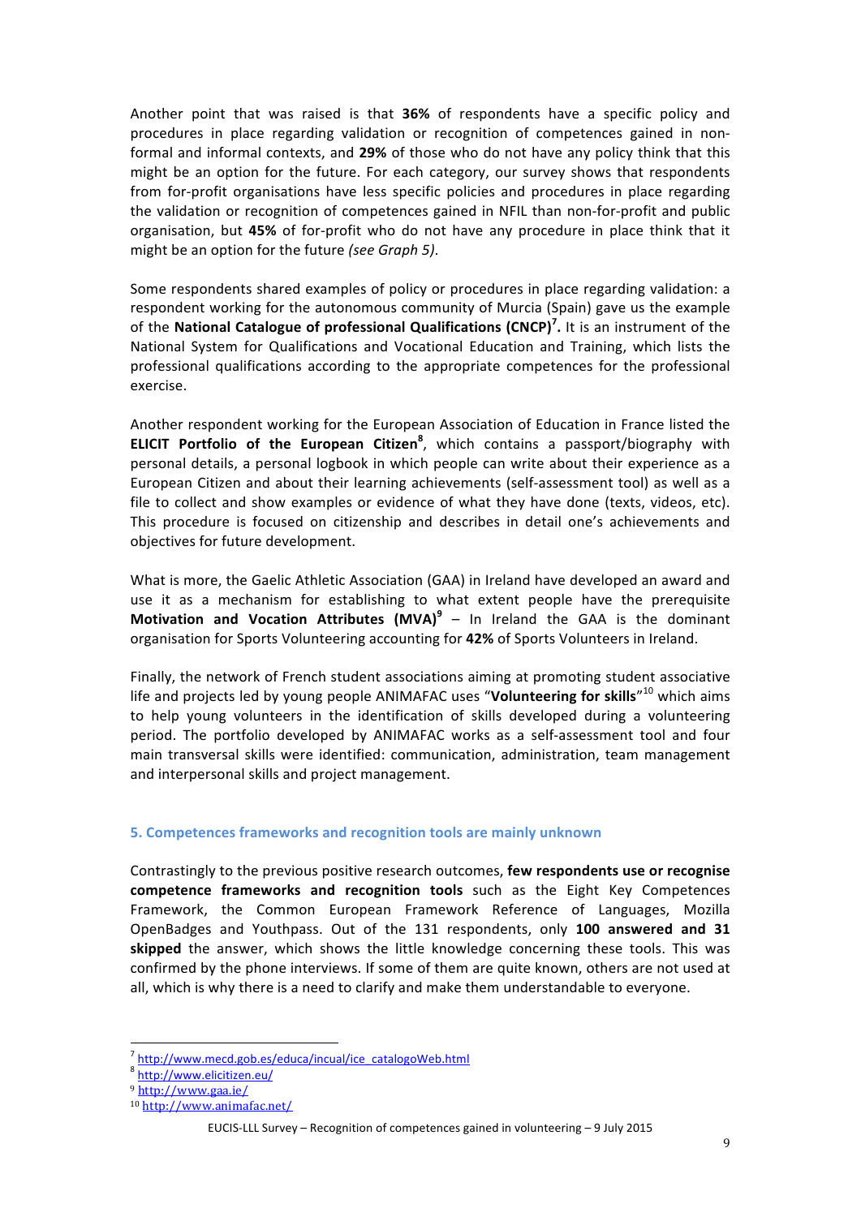Another point that was raised is that **36%** of respondents have a specific policy and procedures in place regarding validation or recognition of competences gained in non-formal and informal contexts, and **29%** of those who do not have any policy think that this might be an option for the future. For each category, our survey shows that respondents from for-profit organisations have less specific policies and procedures in place regarding the validation or recognition of competences gained in NFIL than non-for-profit and public organisation, but **45%** of for-profit who do not have any procedure in place think that it might be an option for the future *(see Graph 5)*.

Some respondents shared examples of policy or procedures in place regarding validation: a respondent working for the autonomous community of Murcia (Spain) gave us the example of the **National Catalogue of professional Qualifications (CNCP)**[7]**.** It is an instrument of the National System for Qualifications and Vocational Education and Training, which lists the professional qualifications according to the appropriate competences for the professional exercise.

Another respondent working for the European Association of Education in France listed the **ELICIT Portfolio of the European Citizen**[8], which contains a passport/biography with personal details, a personal logbook in which people can write about their experience as a European Citizen and about their learning achievements (self-assessment tool) as well as a file to collect and show examples or evidence of what they have done (texts, videos, etc). This procedure is focused on citizenship and describes in detail one's achievements and objectives for future development.

What is more, the Gaelic Athletic Association (GAA) in Ireland have developed an award and use it as a mechanism for establishing to what extent people have the prerequisite **Motivation and Vocation Attributes (MVA)**[9] – In Ireland the GAA is the dominant organisation for Sports Volunteering accounting for **42%** of Sports Volunteers in Ireland.

Finally, the network of French student associations aiming at promoting student associative life and projects led by young people ANIMAFAC uses "**Volunteering for skills**"[10] which aims to help young volunteers in the identification of skills developed during a volunteering period. The portfolio developed by ANIMAFAC works as a self-assessment tool and four main transversal skills were identified: communication, administration, team management and interpersonal skills and project management.

## 5. Competences frameworks and recognition tools are mainly unknown

Contrastingly to the previous positive research outcomes, **few respondents use or recognise competence frameworks and recognition tools** such as the Eight Key Competences Framework, the Common European Framework Reference of Languages, Mozilla OpenBadges and Youthpass. Out of the 131 respondents, only **100 answered and 31 skipped** the answer, which shows the little knowledge concerning these tools. This was confirmed by the phone interviews. If some of them are quite known, others are not used at all, which is why there is a need to clarify and make them understandable to everyone.

---

[7] http://www.mecd.gob.es/educa/incual/ice_catalogoWeb.html
[8] http://www.elicitizen.eu/
[9] http://www.gaa.ie/
[10] http://www.animafac.net/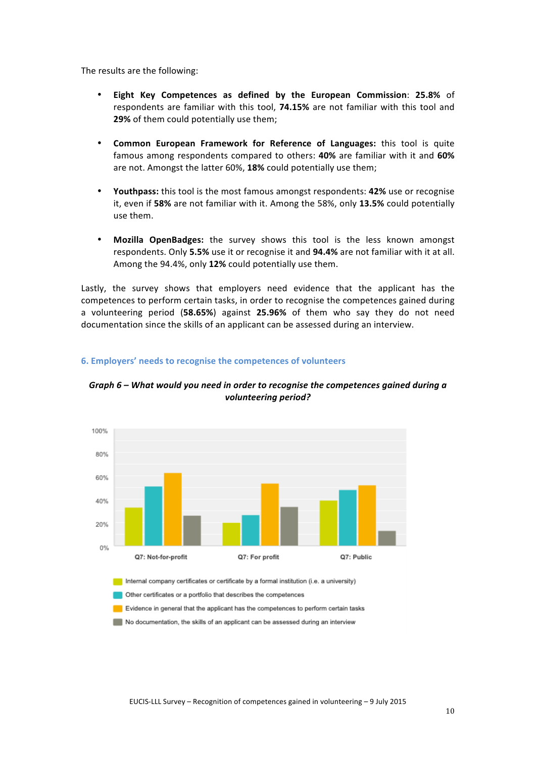The results are the following:

- **Eight Key Competences as defined by the European Commission**: **25.8%** of respondents are familiar with this tool, **74.15%** are not familiar with this tool and **29%** of them could potentially use them;

- **Common European Framework for Reference of Languages:** this tool is quite famous among respondents compared to others: **40%** are familiar with it and **60%** are not. Amongst the latter 60%, **18%** could potentially use them;

- **Youthpass:** this tool is the most famous amongst respondents: **42%** use or recognise it, even if **58%** are not familiar with it. Among the 58%, only **13.5%** could potentially use them.

- **Mozilla OpenBadges:** the survey shows this tool is the less known amongst respondents. Only **5.5%** use it or recognise it and **94.4%** are not familiar with it at all. Among the 94.4%, only **12%** could potentially use them.

Lastly, the survey shows that employers need evidence that the applicant has the competences to perform certain tasks, in order to recognise the competences gained during a volunteering period (**58.65%**) against **25.96%** of them who say they do not need documentation since the skills of an applicant can be assessed during an interview.

## 6. Employers' needs to recognise the competences of volunteers

***Graph 6 – What would you need in order to recognise the competences gained during a volunteering period?***

Q7: Not-for-profit — Q7: For profit — Q7: Public

- Internal company certificates or certificate by a formal institution (i.e. a university)
- Other certificates or a portfolio that describes the competences
- Evidence in general that the applicant has the competences to perform certain tasks
- No documentation, the skills of an applicant can be assessed during an interview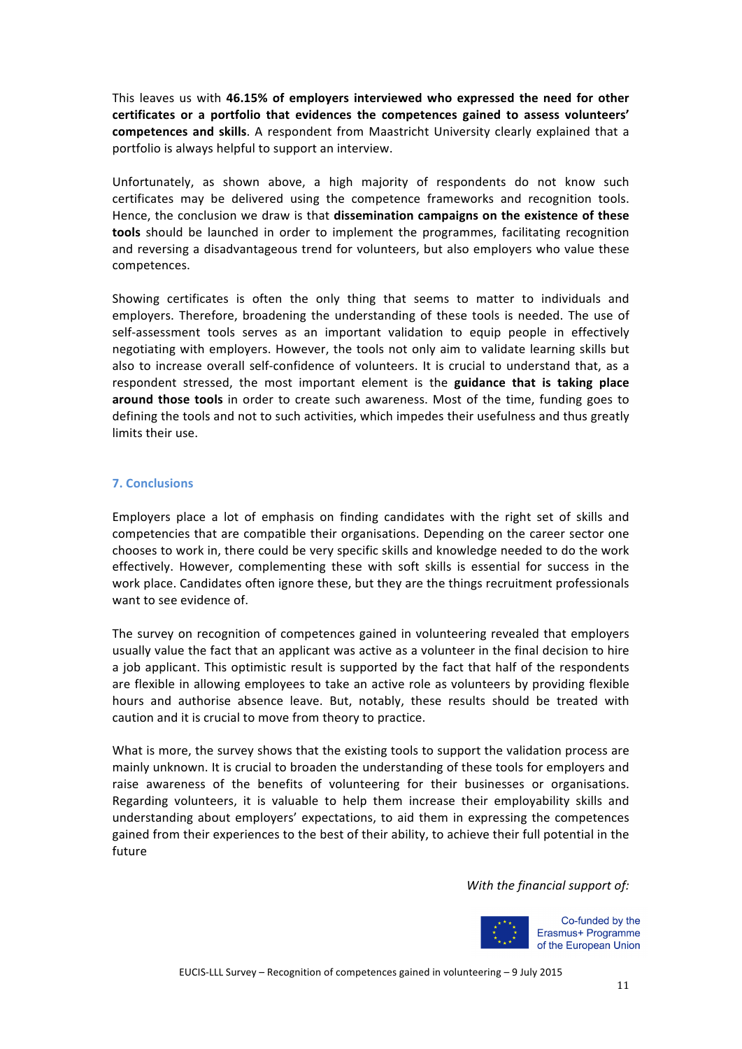This leaves us with **46.15% of employers interviewed who expressed the need for other certificates or a portfolio that evidences the competences gained to assess volunteers' competences and skills**. A respondent from Maastricht University clearly explained that a portfolio is always helpful to support an interview.

Unfortunately, as shown above, a high majority of respondents do not know such certificates may be delivered using the competence frameworks and recognition tools. Hence, the conclusion we draw is that **dissemination campaigns on the existence of these tools** should be launched in order to implement the programmes, facilitating recognition and reversing a disadvantageous trend for volunteers, but also employers who value these competences.

Showing certificates is often the only thing that seems to matter to individuals and employers. Therefore, broadening the understanding of these tools is needed. The use of self-assessment tools serves as an important validation to equip people in effectively negotiating with employers. However, the tools not only aim to validate learning skills but also to increase overall self-confidence of volunteers. It is crucial to understand that, as a respondent stressed, the most important element is the **guidance that is taking place around those tools** in order to create such awareness. Most of the time, funding goes to defining the tools and not to such activities, which impedes their usefulness and thus greatly limits their use.

## 7. Conclusions

Employers place a lot of emphasis on finding candidates with the right set of skills and competencies that are compatible their organisations. Depending on the career sector one chooses to work in, there could be very specific skills and knowledge needed to do the work effectively. However, complementing these with soft skills is essential for success in the work place. Candidates often ignore these, but they are the things recruitment professionals want to see evidence of.

The survey on recognition of competences gained in volunteering revealed that employers usually value the fact that an applicant was active as a volunteer in the final decision to hire a job applicant. This optimistic result is supported by the fact that half of the respondents are flexible in allowing employees to take an active role as volunteers by providing flexible hours and authorise absence leave. But, notably, these results should be treated with caution and it is crucial to move from theory to practice.

What is more, the survey shows that the existing tools to support the validation process are mainly unknown. It is crucial to broaden the understanding of these tools for employers and raise awareness of the benefits of volunteering for their businesses or organisations. Regarding volunteers, it is valuable to help them increase their employability skills and understanding about employers' expectations, to aid them in expressing the competences gained from their experiences to the best of their ability, to achieve their full potential in the future

*With the financial support of:*

Co-funded by the Erasmus+ Programme of the European Union